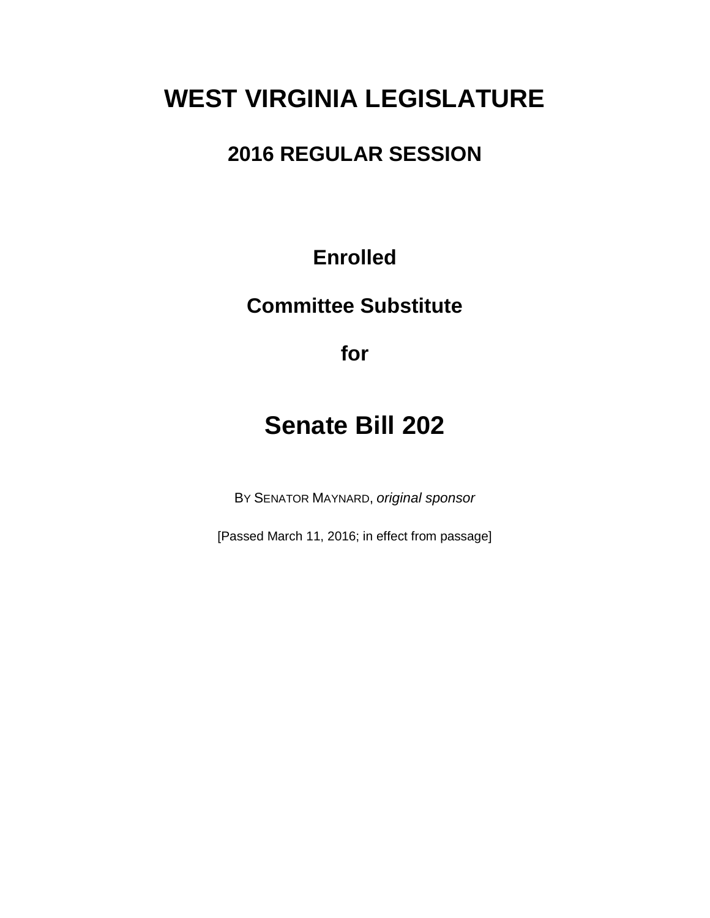# WEST VIRGINIA LEGISLATURE

## 2016 REGULAR SESSION

**Enrolled**

**Committee Substitute**

**for**

# Senate Bill 202

BY SENATOR MAYNARD, *original sponsor*

[Passed March 11, 2016; in effect from passage]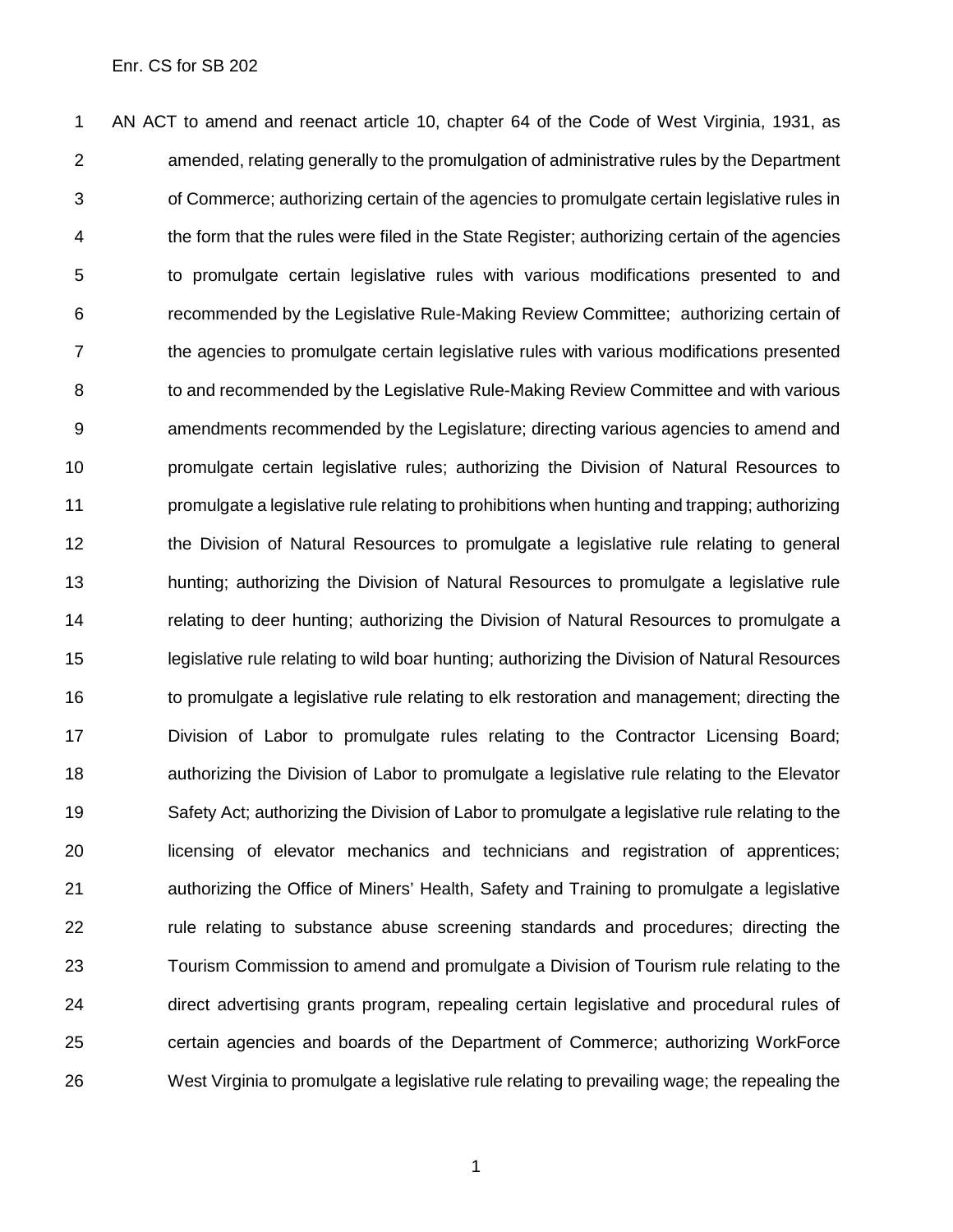AN ACT to amend and reenact article 10, chapter 64 of the Code of West Virginia, 1931, as amended, relating generally to the promulgation of administrative rules by the Department of Commerce; authorizing certain of the agencies to promulgate certain legislative rules in the form that the rules were filed in the State Register; authorizing certain of the agencies to promulgate certain legislative rules with various modifications presented to and recommended by the Legislative Rule-Making Review Committee; authorizing certain of the agencies to promulgate certain legislative rules with various modifications presented to and recommended by the Legislative Rule-Making Review Committee and with various amendments recommended by the Legislature; directing various agencies to amend and promulgate certain legislative rules; authorizing the Division of Natural Resources to promulgate a legislative rule relating to prohibitions when hunting and trapping; authorizing the Division of Natural Resources to promulgate a legislative rule relating to general hunting; authorizing the Division of Natural Resources to promulgate a legislative rule relating to deer hunting; authorizing the Division of Natural Resources to promulgate a legislative rule relating to wild boar hunting; authorizing the Division of Natural Resources to promulgate a legislative rule relating to elk restoration and management; directing the Division of Labor to promulgate rules relating to the Contractor Licensing Board; authorizing the Division of Labor to promulgate a legislative rule relating to the Elevator Safety Act; authorizing the Division of Labor to promulgate a legislative rule relating to the licensing of elevator mechanics and technicians and registration of apprentices; authorizing the Office of Miners' Health, Safety and Training to promulgate a legislative rule relating to substance abuse screening standards and procedures; directing the Tourism Commission to amend and promulgate a Division of Tourism rule relating to the direct advertising grants program, repealing certain legislative and procedural rules of certain agencies and boards of the Department of Commerce; authorizing WorkForce West Virginia to promulgate a legislative rule relating to prevailing wage; the repealing the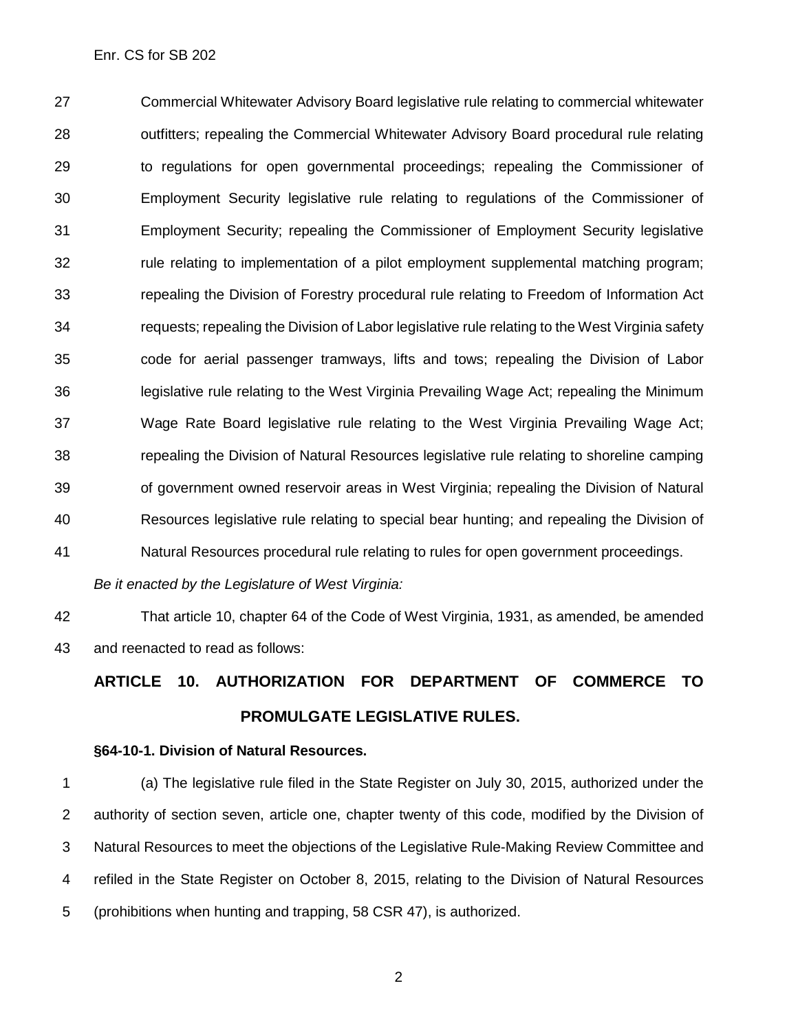Commercial Whitewater Advisory Board legislative rule relating to commercial whitewater outfitters; repealing the Commercial Whitewater Advisory Board procedural rule relating to regulations for open governmental proceedings; repealing the Commissioner of Employment Security legislative rule relating to regulations of the Commissioner of Employment Security; repealing the Commissioner of Employment Security legislative rule relating to implementation of a pilot employment supplemental matching program; repealing the Division of Forestry procedural rule relating to Freedom of Information Act requests; repealing the Division of Labor legislative rule relating to the West Virginia safety code for aerial passenger tramways, lifts and tows; repealing the Division of Labor legislative rule relating to the West Virginia Prevailing Wage Act; repealing the Minimum Wage Rate Board legislative rule relating to the West Virginia Prevailing Wage Act; repealing the Division of Natural Resources legislative rule relating to shoreline camping of government owned reservoir areas in West Virginia; repealing the Division of Natural Resources legislative rule relating to special bear hunting; and repealing the Division of Natural Resources procedural rule relating to rules for open government proceedings.

*Be it enacted by the Legislature of West Virginia:*

That article 10, chapter 64 of the Code of West Virginia, 1931, as amended, be amended and reenacted to read as follows:

## ARTICLE 10. AUTHORIZATION FOR DEPARTMENT OF COMMERCE TO PROMULGATE LEGISLATIVE RULES.

### §64-10-1. Division of Natural Resources.

(a) The legislative rule filed in the State Register on July 30, 2015, authorized under the authority of section seven, article one, chapter twenty of this code, modified by the Division of Natural Resources to meet the objections of the Legislative Rule-Making Review Committee and refiled in the State Register on October 8, 2015, relating to the Division of Natural Resources (prohibitions when hunting and trapping, 58 CSR 47), is authorized.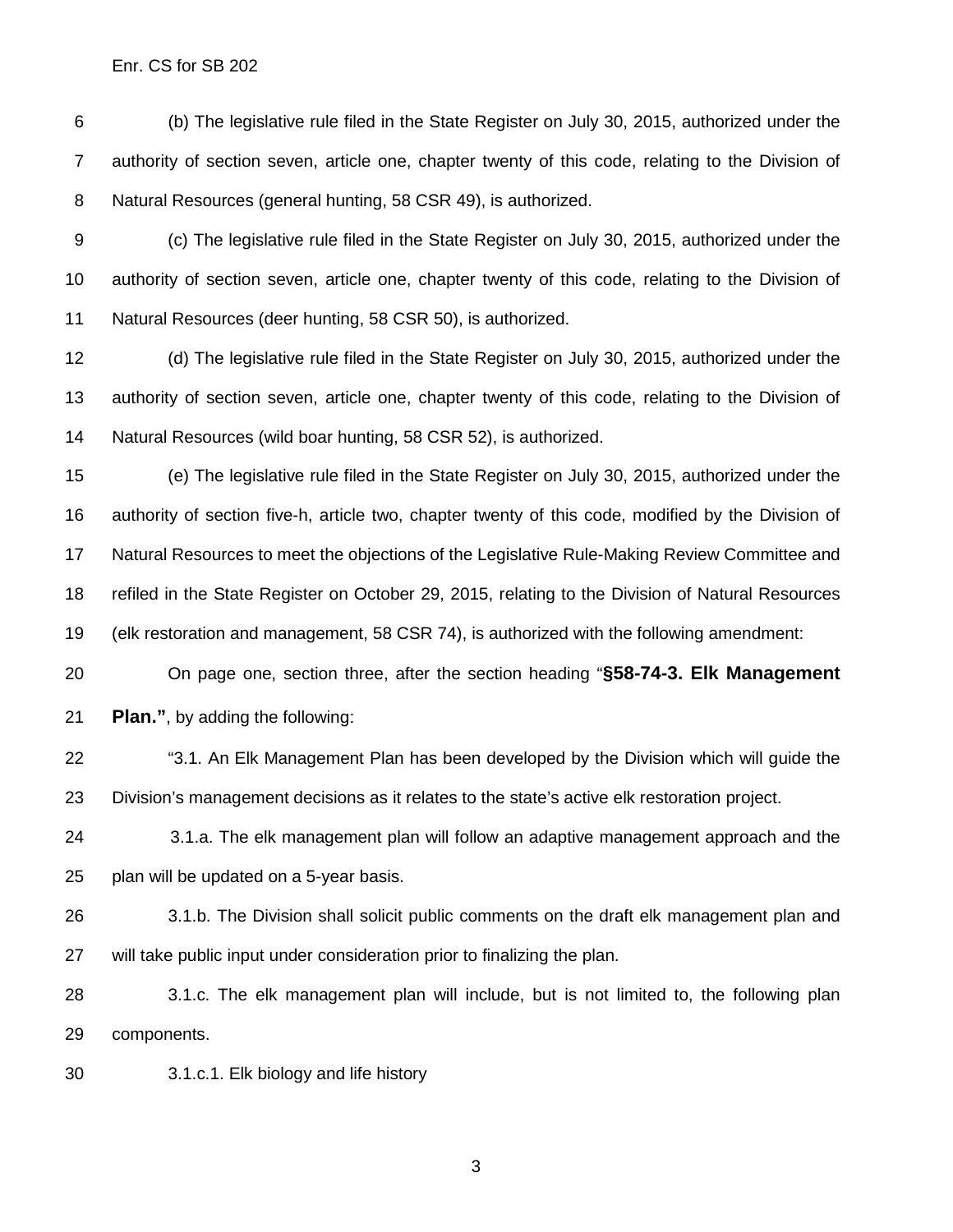(b) The legislative rule filed in the State Register on July 30, 2015, authorized under the authority of section seven, article one, chapter twenty of this code, relating to the Division of Natural Resources (general hunting, 58 CSR 49), is authorized.

(c) The legislative rule filed in the State Register on July 30, 2015, authorized under the authority of section seven, article one, chapter twenty of this code, relating to the Division of Natural Resources (deer hunting, 58 CSR 50), is authorized.

(d) The legislative rule filed in the State Register on July 30, 2015, authorized under the authority of section seven, article one, chapter twenty of this code, relating to the Division of Natural Resources (wild boar hunting, 58 CSR 52), is authorized.

(e) The legislative rule filed in the State Register on July 30, 2015, authorized under the authority of section five-h, article two, chapter twenty of this code, modified by the Division of Natural Resources to meet the objections of the Legislative Rule-Making Review Committee and refiled in the State Register on October 29, 2015, relating to the Division of Natural Resources (elk restoration and management, 58 CSR 74), is authorized with the following amendment:

On page one, section three, after the section heading "**§58-74-3. Elk Management Plan."**, by adding the following:

"3.1. An Elk Management Plan has been developed by the Division which will guide the Division's management decisions as it relates to the state's active elk restoration project.

3.1.a. The elk management plan will follow an adaptive management approach and the plan will be updated on a 5-year basis.

3.1.b. The Division shall solicit public comments on the draft elk management plan and will take public input under consideration prior to finalizing the plan.

3.1.c. The elk management plan will include, but is not limited to, the following plan components.

3.1.c.1. Elk biology and life history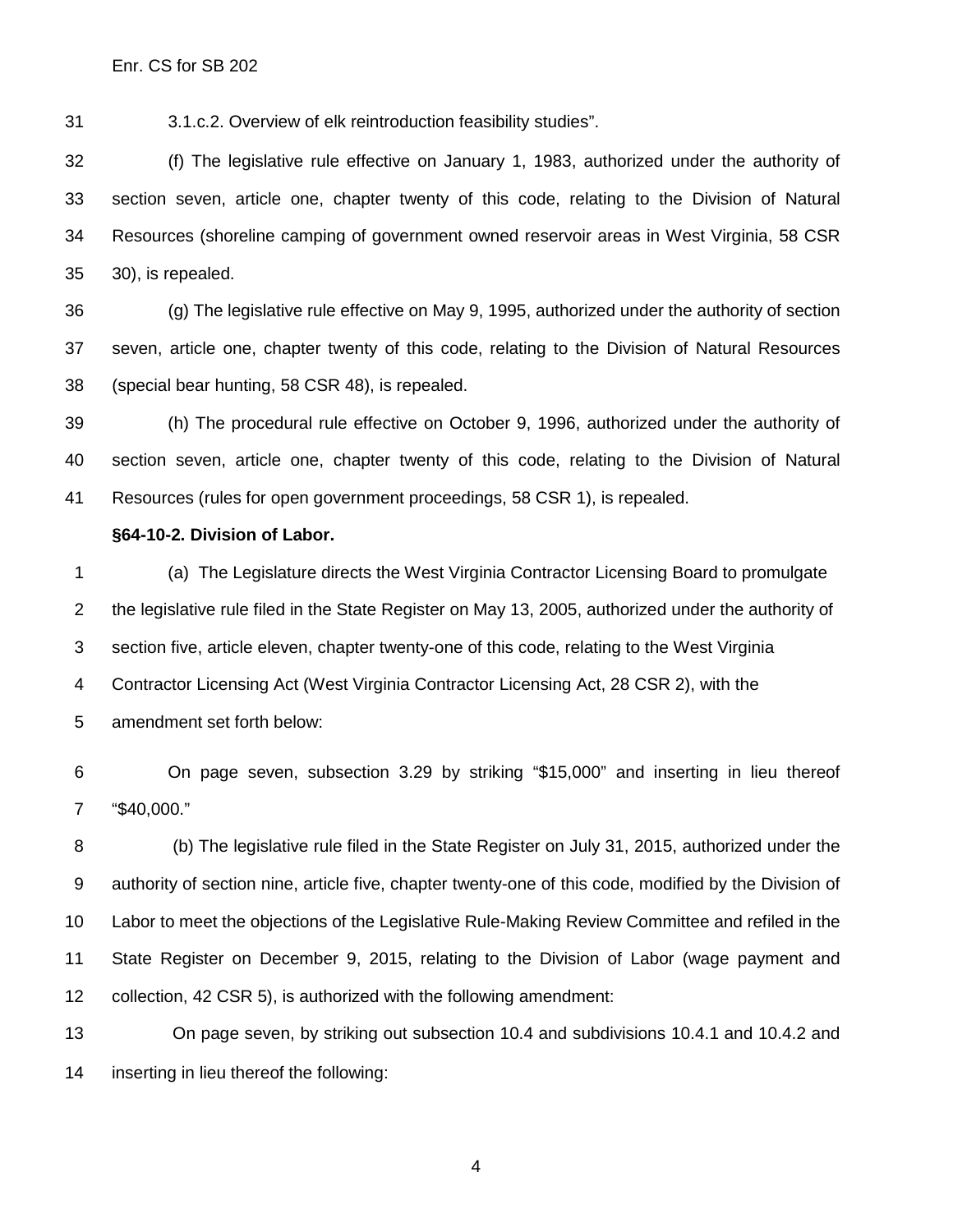3.1.c.2. Overview of elk reintroduction feasibility studies".

(f) The legislative rule effective on January 1, 1983, authorized under the authority of section seven, article one, chapter twenty of this code, relating to the Division of Natural Resources (shoreline camping of government owned reservoir areas in West Virginia, 58 CSR 30), is repealed.

(g) The legislative rule effective on May 9, 1995, authorized under the authority of section seven, article one, chapter twenty of this code, relating to the Division of Natural Resources (special bear hunting, 58 CSR 48), is repealed.

(h) The procedural rule effective on October 9, 1996, authorized under the authority of section seven, article one, chapter twenty of this code, relating to the Division of Natural Resources (rules for open government proceedings, 58 CSR 1), is repealed.

**§64-10-2. Division of Labor.**

(a) The Legislature directs the West Virginia Contractor Licensing Board to promulgate the legislative rule filed in the State Register on May 13, 2005, authorized under the authority of section five, article eleven, chapter twenty-one of this code, relating to the West Virginia Contractor Licensing Act (West Virginia Contractor Licensing Act, 28 CSR 2), with the amendment set forth below:

On page seven, subsection 3.29 by striking "$15,000" and inserting in lieu thereof "$40,000."

(b) The legislative rule filed in the State Register on July 31, 2015, authorized under the authority of section nine, article five, chapter twenty-one of this code, modified by the Division of Labor to meet the objections of the Legislative Rule-Making Review Committee and refiled in the State Register on December 9, 2015, relating to the Division of Labor (wage payment and collection, 42 CSR 5), is authorized with the following amendment:

On page seven, by striking out subsection 10.4 and subdivisions 10.4.1 and 10.4.2 and inserting in lieu thereof the following: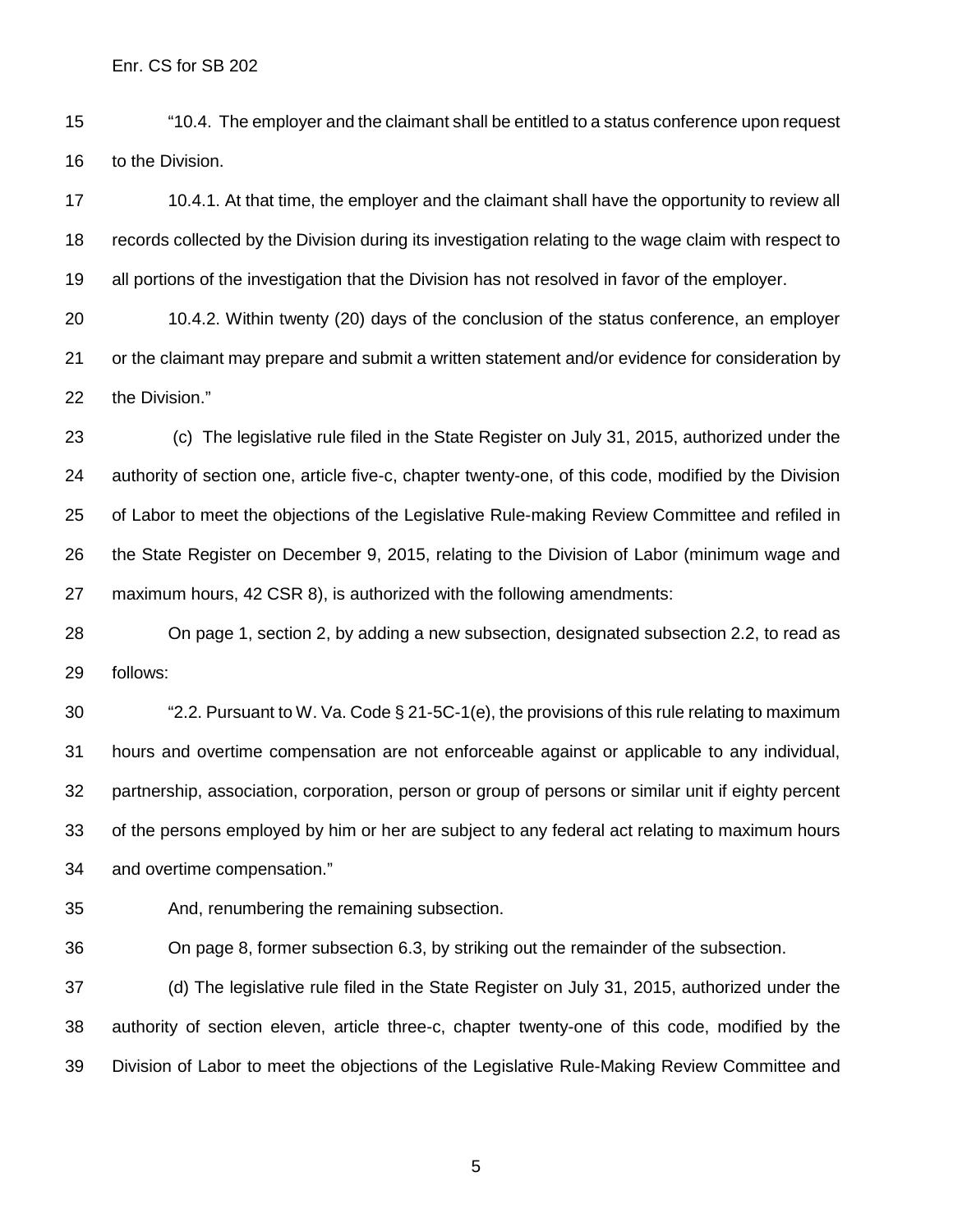"10.4. The employer and the claimant shall be entitled to a status conference upon request to the Division.

10.4.1. At that time, the employer and the claimant shall have the opportunity to review all records collected by the Division during its investigation relating to the wage claim with respect to all portions of the investigation that the Division has not resolved in favor of the employer.

10.4.2. Within twenty (20) days of the conclusion of the status conference, an employer or the claimant may prepare and submit a written statement and/or evidence for consideration by the Division."

(c) The legislative rule filed in the State Register on July 31, 2015, authorized under the authority of section one, article five-c, chapter twenty-one, of this code, modified by the Division of Labor to meet the objections of the Legislative Rule-making Review Committee and refiled in the State Register on December 9, 2015, relating to the Division of Labor (minimum wage and maximum hours, 42 CSR 8), is authorized with the following amendments:

On page 1, section 2, by adding a new subsection, designated subsection 2.2, to read as follows:

"2.2. Pursuant to W. Va. Code § 21-5C-1(e), the provisions of this rule relating to maximum hours and overtime compensation are not enforceable against or applicable to any individual, partnership, association, corporation, person or group of persons or similar unit if eighty percent of the persons employed by him or her are subject to any federal act relating to maximum hours and overtime compensation."

And, renumbering the remaining subsection.

On page 8, former subsection 6.3, by striking out the remainder of the subsection.

(d) The legislative rule filed in the State Register on July 31, 2015, authorized under the authority of section eleven, article three-c, chapter twenty-one of this code, modified by the Division of Labor to meet the objections of the Legislative Rule-Making Review Committee and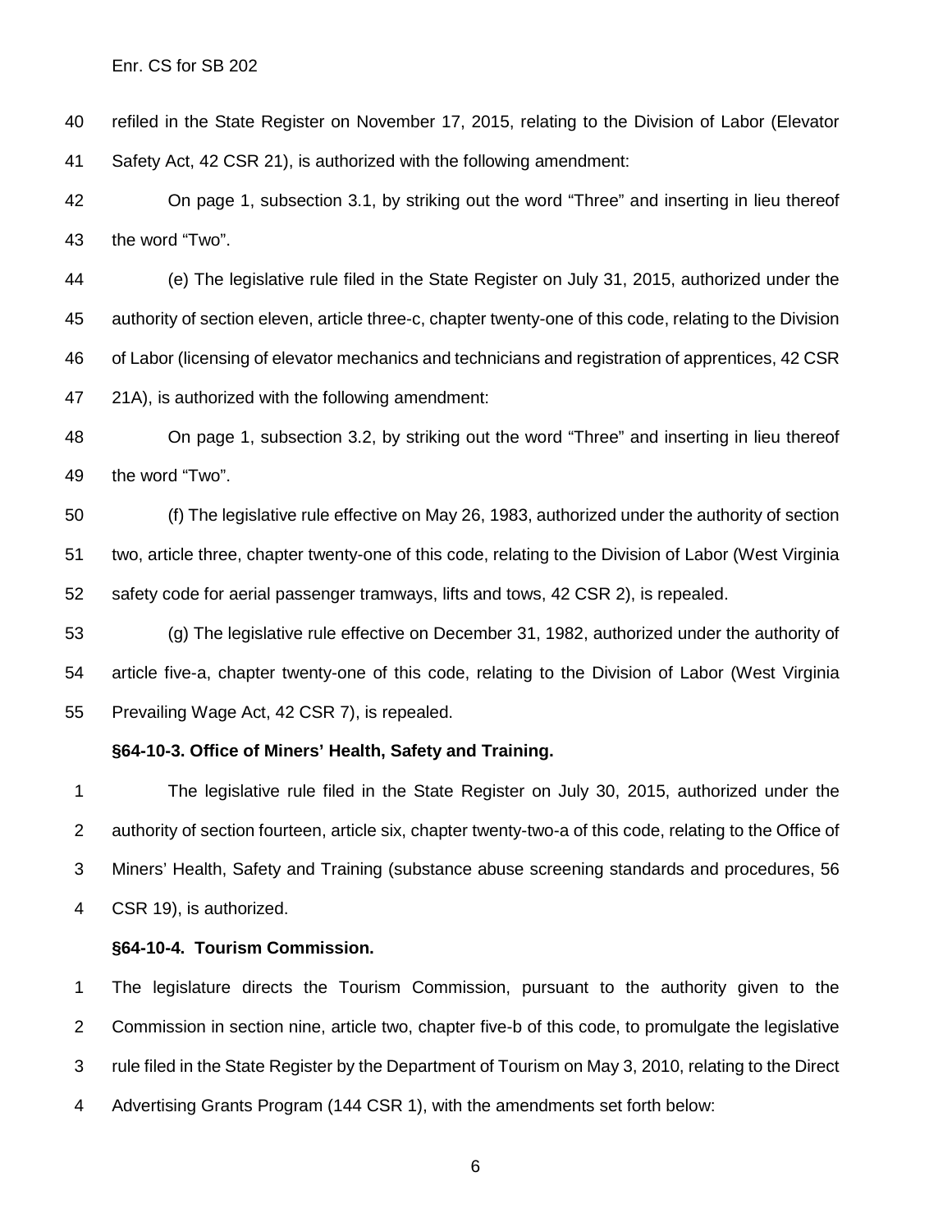refiled in the State Register on November 17, 2015, relating to the Division of Labor (Elevator Safety Act, 42 CSR 21), is authorized with the following amendment:

On page 1, subsection 3.1, by striking out the word "Three" and inserting in lieu thereof the word "Two".

(e) The legislative rule filed in the State Register on July 31, 2015, authorized under the authority of section eleven, article three-c, chapter twenty-one of this code, relating to the Division of Labor (licensing of elevator mechanics and technicians and registration of apprentices, 42 CSR 21A), is authorized with the following amendment:

On page 1, subsection 3.2, by striking out the word "Three" and inserting in lieu thereof the word "Two".

(f) The legislative rule effective on May 26, 1983, authorized under the authority of section two, article three, chapter twenty-one of this code, relating to the Division of Labor (West Virginia safety code for aerial passenger tramways, lifts and tows, 42 CSR 2), is repealed.

(g) The legislative rule effective on December 31, 1982, authorized under the authority of article five-a, chapter twenty-one of this code, relating to the Division of Labor (West Virginia Prevailing Wage Act, 42 CSR 7), is repealed.

**§64-10-3. Office of Miners' Health, Safety and Training.**

The legislative rule filed in the State Register on July 30, 2015, authorized under the authority of section fourteen, article six, chapter twenty-two-a of this code, relating to the Office of Miners' Health, Safety and Training (substance abuse screening standards and procedures, 56 CSR 19), is authorized.

**§64-10-4. Tourism Commission.**

The legislature directs the Tourism Commission, pursuant to the authority given to the Commission in section nine, article two, chapter five-b of this code, to promulgate the legislative rule filed in the State Register by the Department of Tourism on May 3, 2010, relating to the Direct Advertising Grants Program (144 CSR 1), with the amendments set forth below: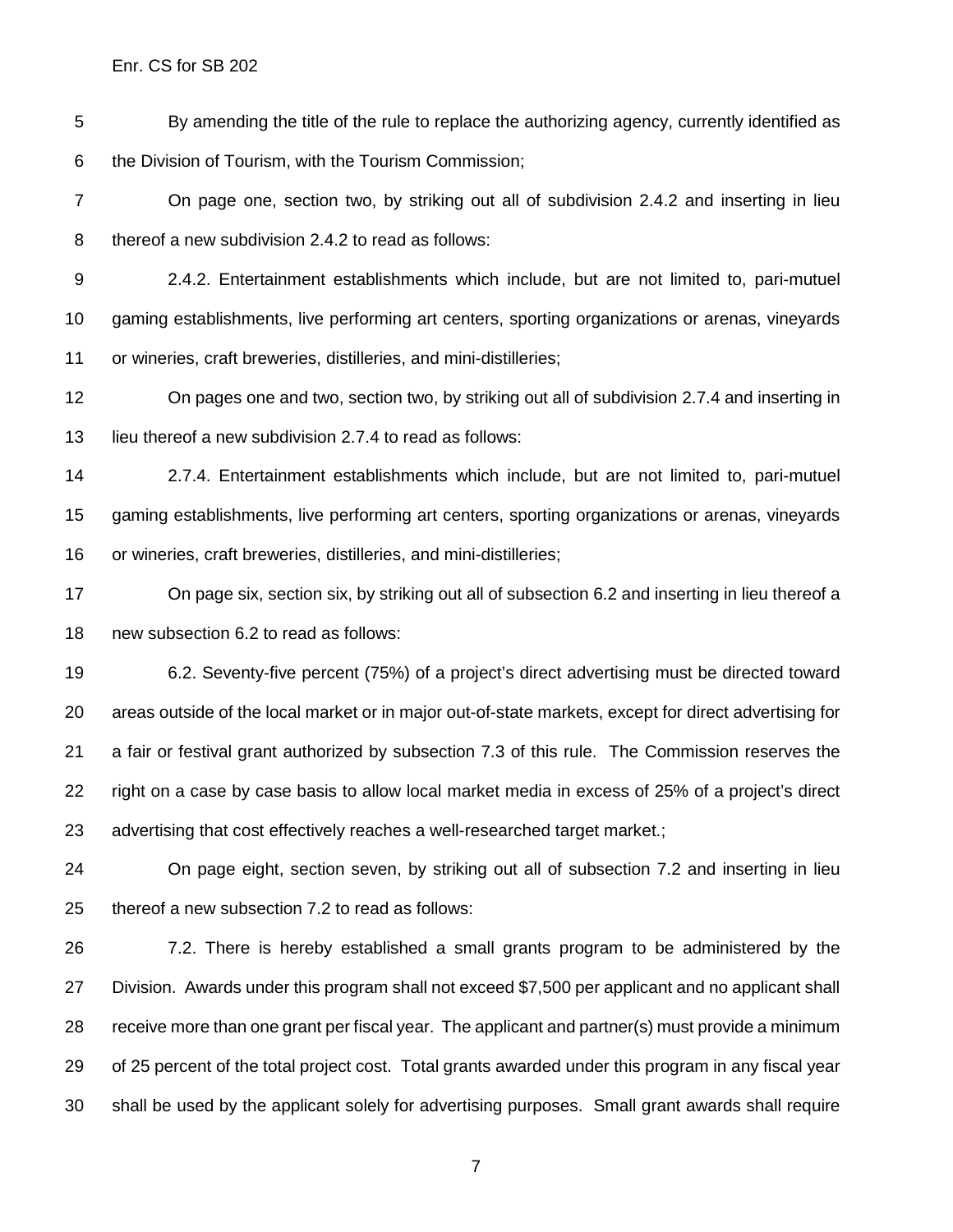By amending the title of the rule to replace the authorizing agency, currently identified as the Division of Tourism, with the Tourism Commission;

On page one, section two, by striking out all of subdivision 2.4.2 and inserting in lieu thereof a new subdivision 2.4.2 to read as follows:

2.4.2. Entertainment establishments which include, but are not limited to, pari-mutuel gaming establishments, live performing art centers, sporting organizations or arenas, vineyards or wineries, craft breweries, distilleries, and mini-distilleries;

On pages one and two, section two, by striking out all of subdivision 2.7.4 and inserting in lieu thereof a new subdivision 2.7.4 to read as follows:

2.7.4. Entertainment establishments which include, but are not limited to, pari-mutuel gaming establishments, live performing art centers, sporting organizations or arenas, vineyards or wineries, craft breweries, distilleries, and mini-distilleries;

On page six, section six, by striking out all of subsection 6.2 and inserting in lieu thereof a new subsection 6.2 to read as follows:

6.2. Seventy-five percent (75%) of a project's direct advertising must be directed toward areas outside of the local market or in major out-of-state markets, except for direct advertising for a fair or festival grant authorized by subsection 7.3 of this rule. The Commission reserves the right on a case by case basis to allow local market media in excess of 25% of a project's direct advertising that cost effectively reaches a well-researched target market.;

On page eight, section seven, by striking out all of subsection 7.2 and inserting in lieu thereof a new subsection 7.2 to read as follows:

7.2. There is hereby established a small grants program to be administered by the Division. Awards under this program shall not exceed $7,500 per applicant and no applicant shall receive more than one grant per fiscal year. The applicant and partner(s) must provide a minimum of 25 percent of the total project cost. Total grants awarded under this program in any fiscal year shall be used by the applicant solely for advertising purposes. Small grant awards shall require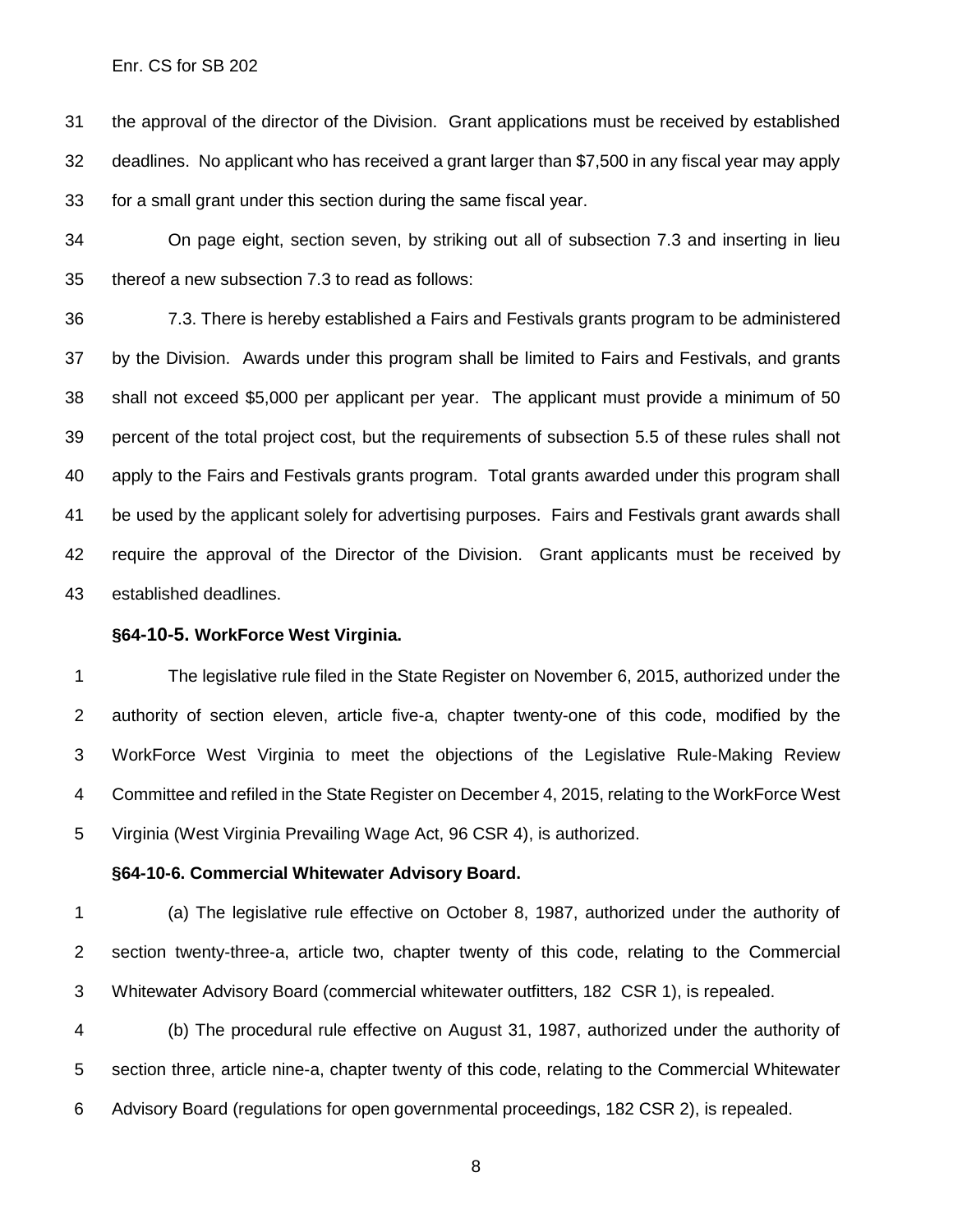the approval of the director of the Division. Grant applications must be received by established deadlines. No applicant who has received a grant larger than $7,500 in any fiscal year may apply for a small grant under this section during the same fiscal year.

On page eight, section seven, by striking out all of subsection 7.3 and inserting in lieu thereof a new subsection 7.3 to read as follows:

7.3. There is hereby established a Fairs and Festivals grants program to be administered by the Division. Awards under this program shall be limited to Fairs and Festivals, and grants shall not exceed $5,000 per applicant per year. The applicant must provide a minimum of 50 percent of the total project cost, but the requirements of subsection 5.5 of these rules shall not apply to the Fairs and Festivals grants program. Total grants awarded under this program shall be used by the applicant solely for advertising purposes. Fairs and Festivals grant awards shall require the approval of the Director of the Division. Grant applicants must be received by established deadlines.

**§64-10-5. WorkForce West Virginia.**

The legislative rule filed in the State Register on November 6, 2015, authorized under the authority of section eleven, article five-a, chapter twenty-one of this code, modified by the WorkForce West Virginia to meet the objections of the Legislative Rule-Making Review Committee and refiled in the State Register on December 4, 2015, relating to the WorkForce West Virginia (West Virginia Prevailing Wage Act, 96 CSR 4), is authorized.

**§64-10-6. Commercial Whitewater Advisory Board.**

(a) The legislative rule effective on October 8, 1987, authorized under the authority of section twenty-three-a, article two, chapter twenty of this code, relating to the Commercial Whitewater Advisory Board (commercial whitewater outfitters, 182 CSR 1), is repealed.

(b) The procedural rule effective on August 31, 1987, authorized under the authority of section three, article nine-a, chapter twenty of this code, relating to the Commercial Whitewater Advisory Board (regulations for open governmental proceedings, 182 CSR 2), is repealed.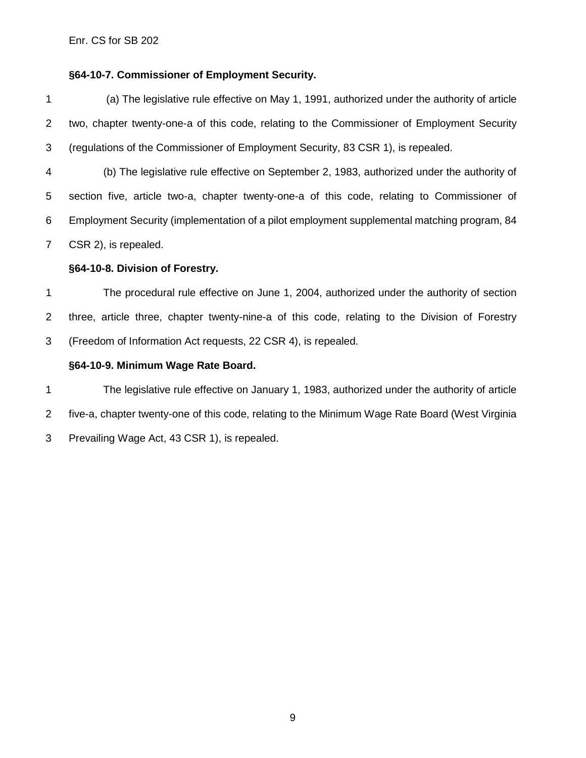### §64-10-7. Commissioner of Employment Security.

(a) The legislative rule effective on May 1, 1991, authorized under the authority of article two, chapter twenty-one-a of this code, relating to the Commissioner of Employment Security (regulations of the Commissioner of Employment Security, 83 CSR 1), is repealed.

(b) The legislative rule effective on September 2, 1983, authorized under the authority of section five, article two-a, chapter twenty-one-a of this code, relating to Commissioner of Employment Security (implementation of a pilot employment supplemental matching program, 84 CSR 2), is repealed.

### §64-10-8. Division of Forestry.

The procedural rule effective on June 1, 2004, authorized under the authority of section three, article three, chapter twenty-nine-a of this code, relating to the Division of Forestry (Freedom of Information Act requests, 22 CSR 4), is repealed.

### §64-10-9. Minimum Wage Rate Board.

The legislative rule effective on January 1, 1983, authorized under the authority of article five-a, chapter twenty-one of this code, relating to the Minimum Wage Rate Board (West Virginia Prevailing Wage Act, 43 CSR 1), is repealed.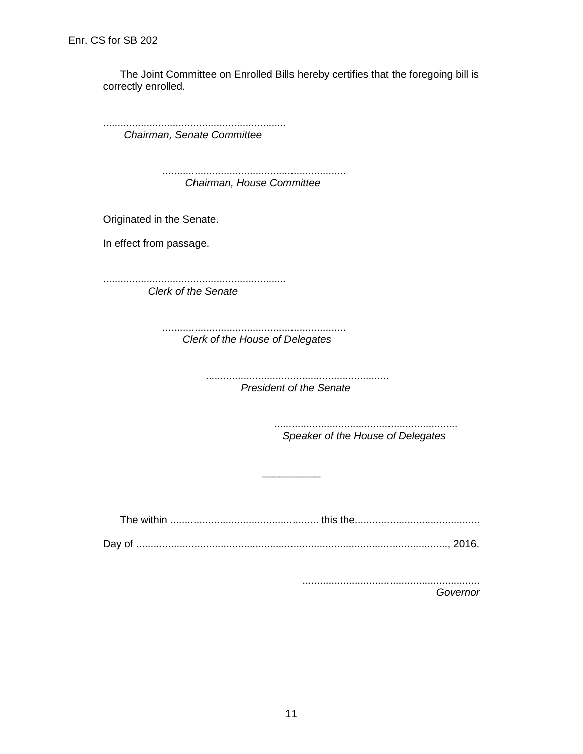The Joint Committee on Enrolled Bills hereby certifies that the foregoing bill is correctly enrolled.

...............................................................
*Chairman, Senate Committee*

...............................................................
*Chairman, House Committee*

Originated in the Senate.

In effect from passage.

...............................................................
*Clerk of the Senate*

...............................................................
*Clerk of the House of Delegates*

...............................................................
*President of the Senate*

...............................................................
*Speaker of the House of Delegates*

__________

The within .................................................. this the.......................................... Day of ..........................................................................................................., 2016.

.............................................................
*Governor*